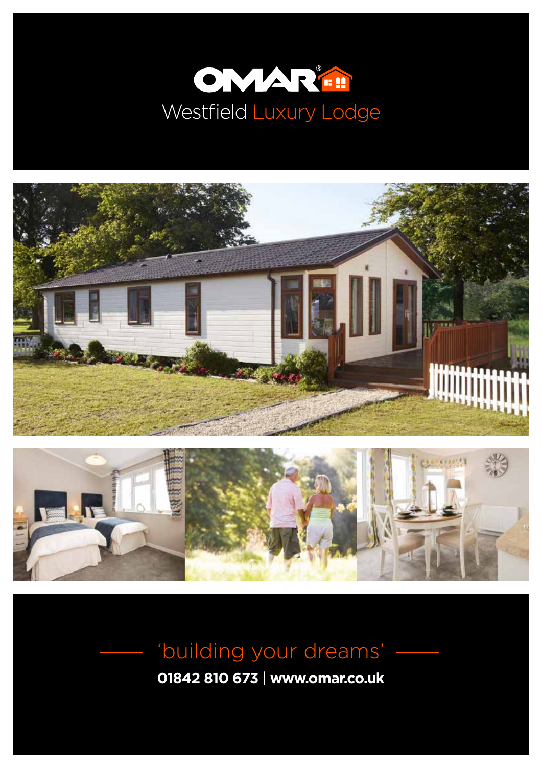# OMAR®

## Westfield Luxury Lodge

‘building your dreams’

**01842 810 673** | **www.omar.co.uk**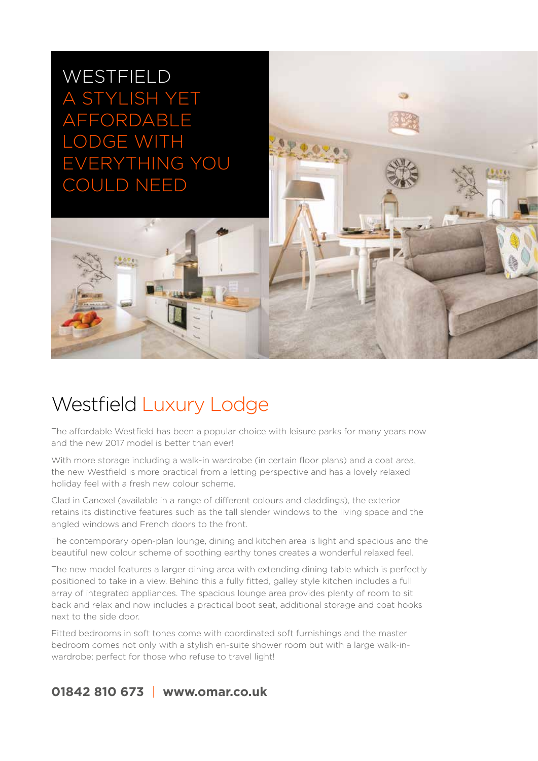WESTFIELD

A STYLISH YET AFFORDABLE LODGE WITH EVERYTHING YOU COULD NEED

# Westfield Luxury Lodge

The affordable Westfield has been a popular choice with leisure parks for many years now and the new 2017 model is better than ever!

With more storage including a walk-in wardrobe (in certain floor plans) and a coat area, the new Westfield is more practical from a letting perspective and has a lovely relaxed holiday feel with a fresh new colour scheme.

Clad in Canexel (available in a range of different colours and claddings), the exterior retains its distinctive features such as the tall slender windows to the living space and the angled windows and French doors to the front.

The contemporary open-plan lounge, dining and kitchen area is light and spacious and the beautiful new colour scheme of soothing earthy tones creates a wonderful relaxed feel.

The new model features a larger dining area with extending dining table which is perfectly positioned to take in a view. Behind this a fully fitted, galley style kitchen includes a full array of integrated appliances. The spacious lounge area provides plenty of room to sit back and relax and now includes a practical boot seat, additional storage and coat hooks next to the side door.

Fitted bedrooms in soft tones come with coordinated soft furnishings and the master bedroom comes not only with a stylish en-suite shower room but with a large walk-in-wardrobe; perfect for those who refuse to travel light!

**01842 810 673** | **www.omar.co.uk**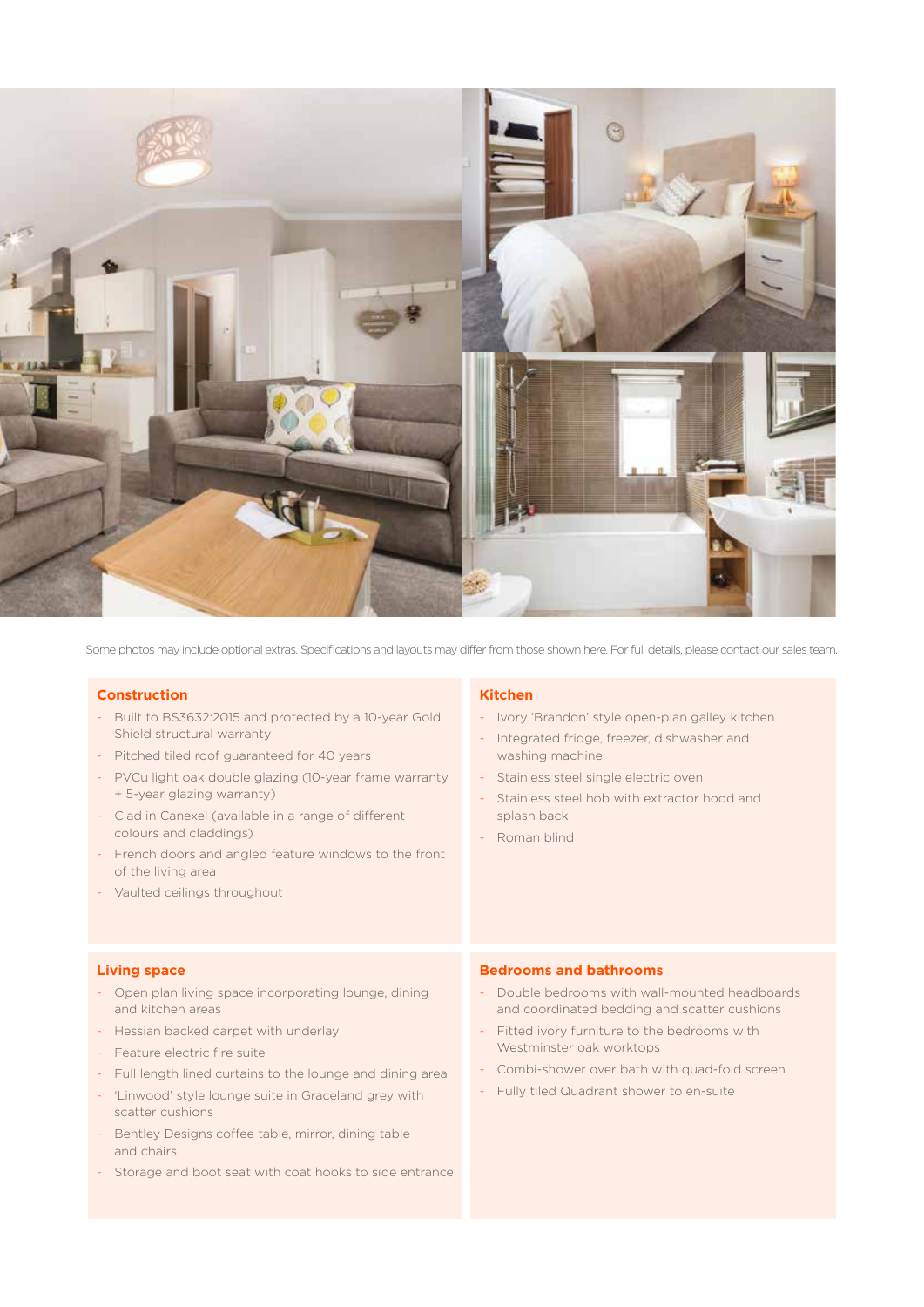Some photos may include optional extras. Specifications and layouts may differ from those shown here. For full details, please contact our sales team.

## Construction

- Built to BS3632:2015 and protected by a 10-year Gold Shield structural warranty
- Pitched tiled roof guaranteed for 40 years
- PVCu light oak double glazing (10-year frame warranty + 5-year glazing warranty)
- Clad in Canexel (available in a range of different colours and claddings)
- French doors and angled feature windows to the front of the living area
- Vaulted ceilings throughout

## Kitchen

- Ivory 'Brandon' style open-plan galley kitchen
- Integrated fridge, freezer, dishwasher and washing machine
- Stainless steel single electric oven
- Stainless steel hob with extractor hood and splash back
- Roman blind

## Living space

- Open plan living space incorporating lounge, dining and kitchen areas
- Hessian backed carpet with underlay
- Feature electric fire suite
- Full length lined curtains to the lounge and dining area
- 'Linwood' style lounge suite in Graceland grey with scatter cushions
- Bentley Designs coffee table, mirror, dining table and chairs
- Storage and boot seat with coat hooks to side entrance

## Bedrooms and bathrooms

- Double bedrooms with wall-mounted headboards and coordinated bedding and scatter cushions
- Fitted ivory furniture to the bedrooms with Westminster oak worktops
- Combi-shower over bath with quad-fold screen
- Fully tiled Quadrant shower to en-suite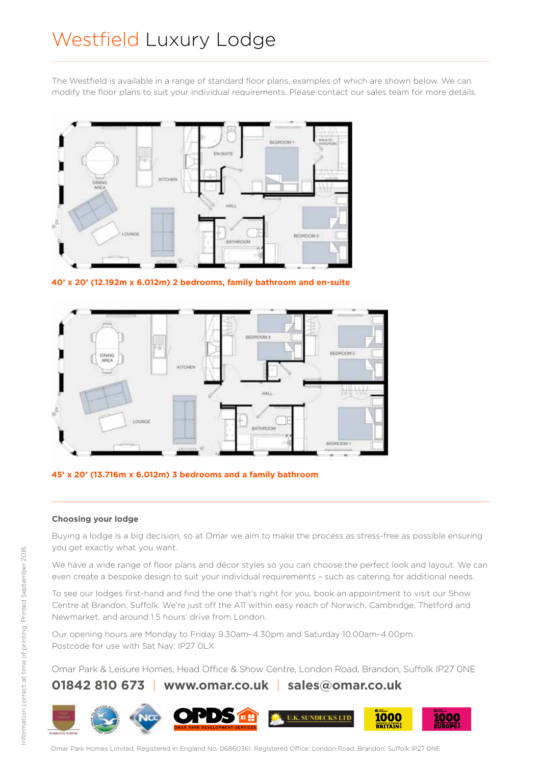# Westfield Luxury Lodge

The Westfield is available in a range of standard floor plans, examples of which are shown below. We can modify the floor plans to suit your individual requirements. Please contact our sales team for more details.

**40' x 20' (12.192m x 6.012m) 2 bedrooms, family bathroom and en-suite**

**45' x 20' (13.716m x 6.012m) 3 bedrooms and a family bathroom**

### Choosing your lodge

Buying a lodge is a big decision, so at Omar we aim to make the process as stress-free as possible ensuring you get exactly what you want.

We have a wide range of floor plans and décor styles so you can choose the perfect look and layout. We can even create a bespoke design to suit your individual requirements – such as catering for additional needs.

To see our lodges first-hand and find the one that's right for you, book an appointment to visit our Show Centre at Brandon, Suffolk. We're just off the A11 within easy reach of Norwich, Cambridge, Thetford and Newmarket, and around 1.5 hours' drive from London.

Our opening hours are Monday to Friday 9.30am–4.30pm and Saturday 10.00am–4.00pm.
Postcode for use with Sat Nav: IP27 0LX

Omar Park & Leisure Homes, Head Office & Show Centre, London Road, Brandon, Suffolk IP27 0NE

**01842 810 673 | www.omar.co.uk | sales@omar.co.uk**

Information correct at time of printing. Printed September 2016.

Omar Park Homes Limited, Registered in England No. 06860361. Registered Office: London Road, Brandon, Suffolk IP27 0NE